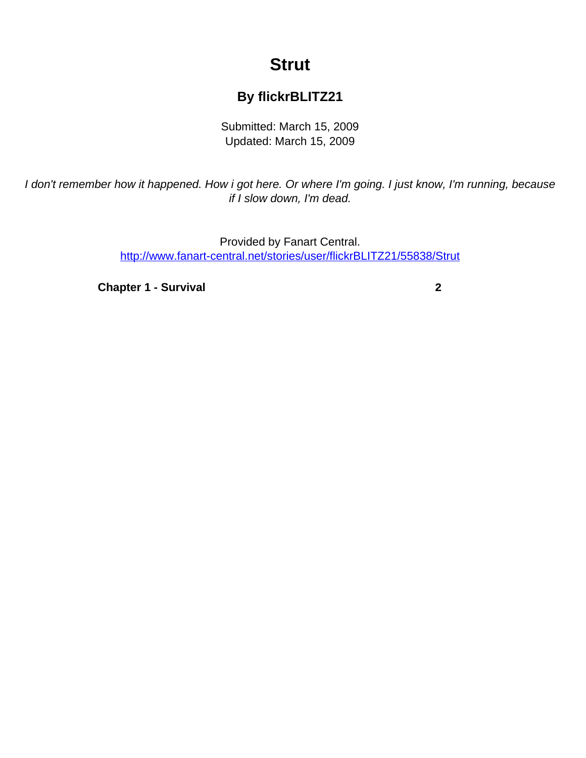# Strut

## By flickrBLITZ21

Submitted: March 15, 2009
Updated: March 15, 2009

*I don't remember how it happened. How i got here. Or where I'm going. I just know, I'm running, because if I slow down, I'm dead.*

Provided by Fanart Central.
http://www.fanart-central.net/stories/user/flickrBLITZ21/55838/Strut

| | |
|---|---|
| **Chapter 1 - Survival** | **2** |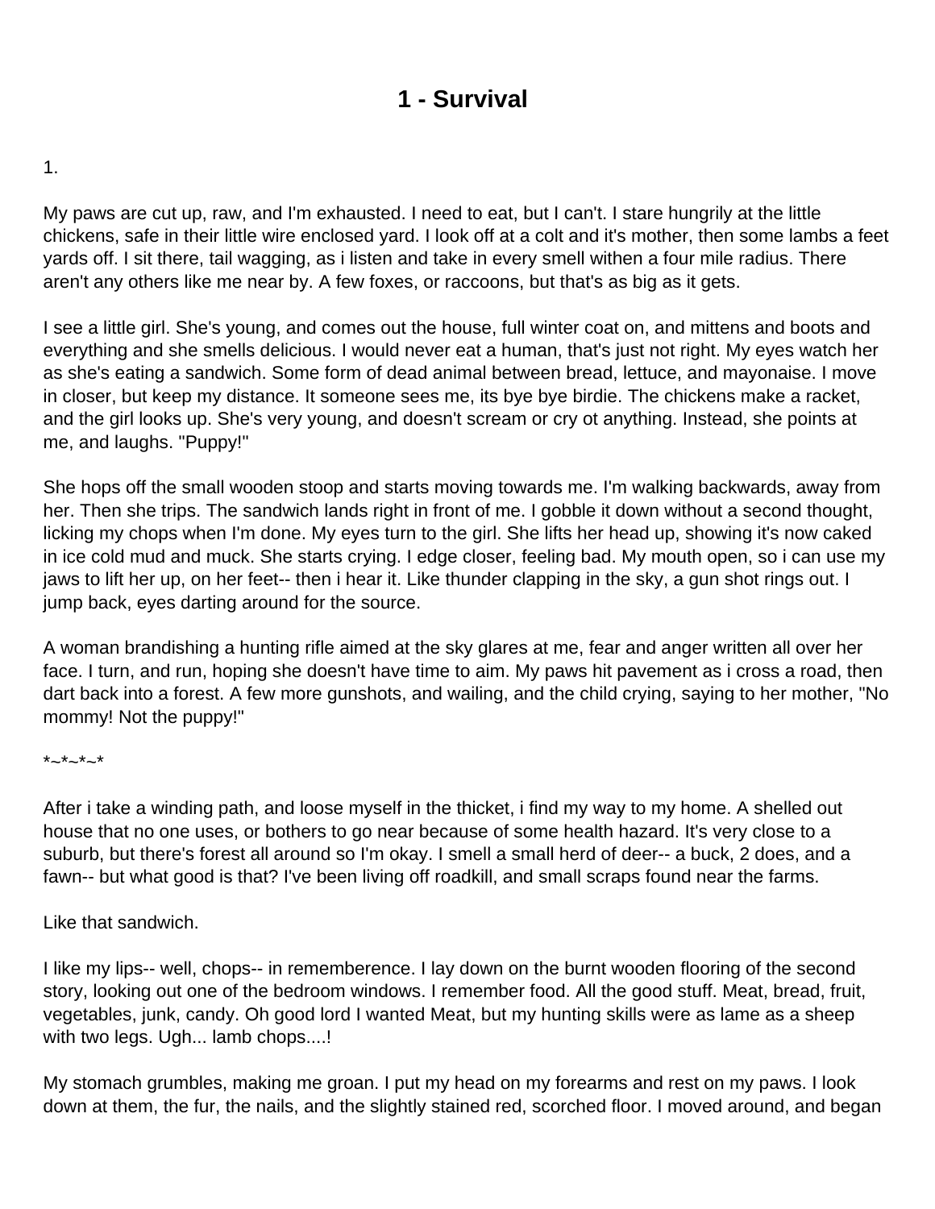# 1 - Survival

1.

My paws are cut up, raw, and I'm exhausted. I need to eat, but I can't. I stare hungrily at the little chickens, safe in their little wire enclosed yard. I look off at a colt and it's mother, then some lambs a feet yards off. I sit there, tail wagging, as i listen and take in every smell withen a four mile radius. There aren't any others like me near by. A few foxes, or raccoons, but that's as big as it gets.

I see a little girl. She's young, and comes out the house, full winter coat on, and mittens and boots and everything and she smells delicious. I would never eat a human, that's just not right. My eyes watch her as she's eating a sandwich. Some form of dead animal between bread, lettuce, and mayonaise. I move in closer, but keep my distance. It someone sees me, its bye bye birdie. The chickens make a racket, and the girl looks up. She's very young, and doesn't scream or cry ot anything. Instead, she points at me, and laughs. "Puppy!"

She hops off the small wooden stoop and starts moving towards me. I'm walking backwards, away from her. Then she trips. The sandwich lands right in front of me. I gobble it down without a second thought, licking my chops when I'm done. My eyes turn to the girl. She lifts her head up, showing it's now caked in ice cold mud and muck. She starts crying. I edge closer, feeling bad. My mouth open, so i can use my jaws to lift her up, on her feet-- then i hear it. Like thunder clapping in the sky, a gun shot rings out. I jump back, eyes darting around for the source.

A woman brandishing a hunting rifle aimed at the sky glares at me, fear and anger written all over her face. I turn, and run, hoping she doesn't have time to aim. My paws hit pavement as i cross a road, then dart back into a forest. A few more gunshots, and wailing, and the child crying, saying to her mother, "No mommy! Not the puppy!"

*~*~*~*

After i take a winding path, and loose myself in the thicket, i find my way to my home. A shelled out house that no one uses, or bothers to go near because of some health hazard. It's very close to a suburb, but there's forest all around so I'm okay. I smell a small herd of deer-- a buck, 2 does, and a fawn-- but what good is that? I've been living off roadkill, and small scraps found near the farms.

Like that sandwich.

I like my lips-- well, chops-- in rememberence. I lay down on the burnt wooden flooring of the second story, looking out one of the bedroom windows. I remember food. All the good stuff. Meat, bread, fruit, vegetables, junk, candy. Oh good lord I wanted Meat, but my hunting skills were as lame as a sheep with two legs. Ugh... lamb chops....!

My stomach grumbles, making me groan. I put my head on my forearms and rest on my paws. I look down at them, the fur, the nails, and the slightly stained red, scorched floor. I moved around, and began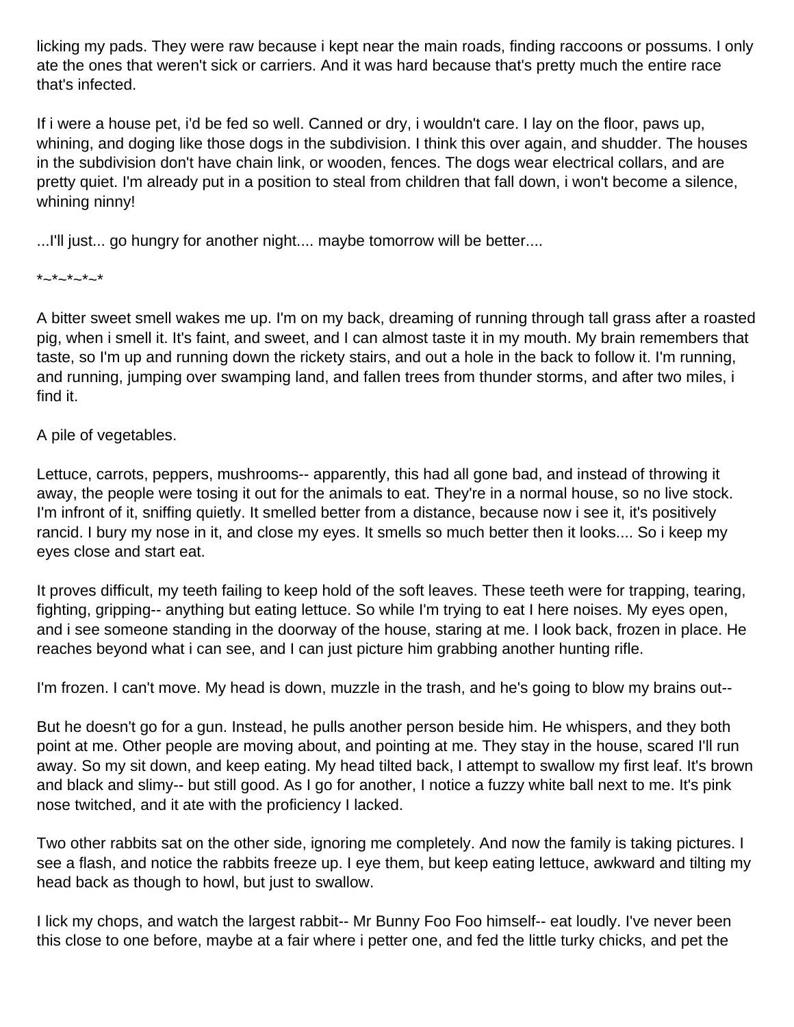licking my pads. They were raw because i kept near the main roads, finding raccoons or possums. I only ate the ones that weren't sick or carriers. And it was hard because that's pretty much the entire race that's infected.

If i were a house pet, i'd be fed so well. Canned or dry, i wouldn't care. I lay on the floor, paws up, whining, and doging like those dogs in the subdivision. I think this over again, and shudder. The houses in the subdivision don't have chain link, or wooden, fences. The dogs wear electrical collars, and are pretty quiet. I'm already put in a position to steal from children that fall down, i won't become a silence, whining ninny!

...I'll just... go hungry for another night.... maybe tomorrow will be better....

*~*~*~*~*

A bitter sweet smell wakes me up. I'm on my back, dreaming of running through tall grass after a roasted pig, when i smell it. It's faint, and sweet, and I can almost taste it in my mouth. My brain remembers that taste, so I'm up and running down the rickety stairs, and out a hole in the back to follow it. I'm running, and running, jumping over swamping land, and fallen trees from thunder storms, and after two miles, i find it.

A pile of vegetables.

Lettuce, carrots, peppers, mushrooms-- apparently, this had all gone bad, and instead of throwing it away, the people were tosing it out for the animals to eat. They're in a normal house, so no live stock. I'm infront of it, sniffing quietly. It smelled better from a distance, because now i see it, it's positively rancid. I bury my nose in it, and close my eyes. It smells so much better then it looks.... So i keep my eyes close and start eat.

It proves difficult, my teeth failing to keep hold of the soft leaves. These teeth were for trapping, tearing, fighting, gripping-- anything but eating lettuce. So while I'm trying to eat I here noises. My eyes open, and i see someone standing in the doorway of the house, staring at me. I look back, frozen in place. He reaches beyond what i can see, and I can just picture him grabbing another hunting rifle.

I'm frozen. I can't move. My head is down, muzzle in the trash, and he's going to blow my brains out--

But he doesn't go for a gun. Instead, he pulls another person beside him. He whispers, and they both point at me. Other people are moving about, and pointing at me. They stay in the house, scared I'll run away. So my sit down, and keep eating. My head tilted back, I attempt to swallow my first leaf. It's brown and black and slimy-- but still good. As I go for another, I notice a fuzzy white ball next to me. It's pink nose twitched, and it ate with the proficiency I lacked.

Two other rabbits sat on the other side, ignoring me completely. And now the family is taking pictures. I see a flash, and notice the rabbits freeze up. I eye them, but keep eating lettuce, awkward and tilting my head back as though to howl, but just to swallow.

I lick my chops, and watch the largest rabbit-- Mr Bunny Foo Foo himself-- eat loudly. I've never been this close to one before, maybe at a fair where i petter one, and fed the little turky chicks, and pet the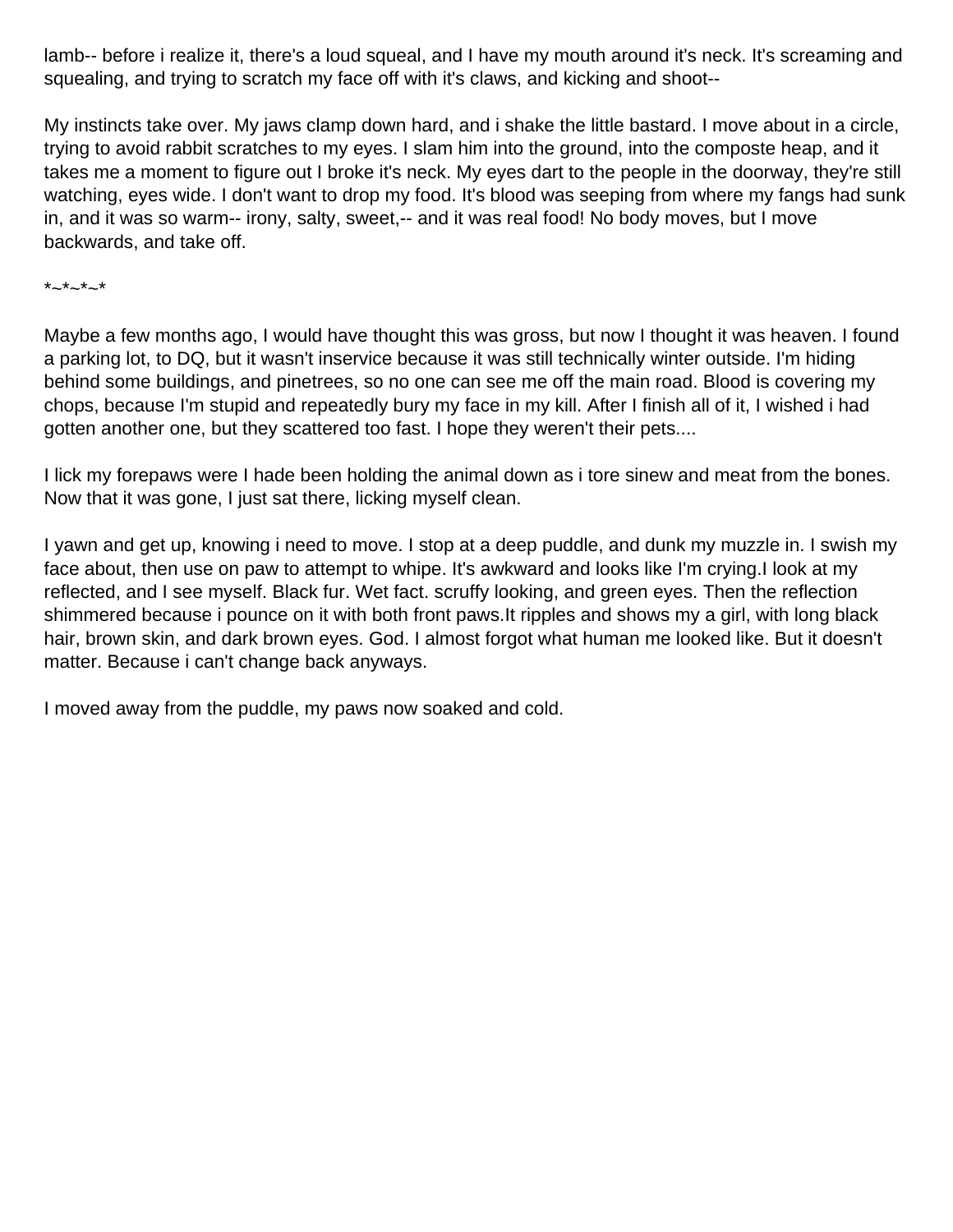lamb-- before i realize it, there's a loud squeal, and I have my mouth around it's neck. It's screaming and squealing, and trying to scratch my face off with it's claws, and kicking and shoot--

My instincts take over. My jaws clamp down hard, and i shake the little bastard. I move about in a circle, trying to avoid rabbit scratches to my eyes. I slam him into the ground, into the composte heap, and it takes me a moment to figure out I broke it's neck. My eyes dart to the people in the doorway, they're still watching, eyes wide. I don't want to drop my food. It's blood was seeping from where my fangs had sunk in, and it was so warm-- irony, salty, sweet,-- and it was real food! No body moves, but I move backwards, and take off.

*~*~*~*

Maybe a few months ago, I would have thought this was gross, but now I thought it was heaven. I found a parking lot, to DQ, but it wasn't inservice because it was still technically winter outside. I'm hiding behind some buildings, and pinetrees, so no one can see me off the main road. Blood is covering my chops, because I'm stupid and repeatedly bury my face in my kill. After I finish all of it, I wished i had gotten another one, but they scattered too fast. I hope they weren't their pets....

I lick my forepaws were I hade been holding the animal down as i tore sinew and meat from the bones. Now that it was gone, I just sat there, licking myself clean.

I yawn and get up, knowing i need to move. I stop at a deep puddle, and dunk my muzzle in. I swish my face about, then use on paw to attempt to whipe. It's awkward and looks like I'm crying.I look at my reflected, and I see myself. Black fur. Wet fact. scruffy looking, and green eyes. Then the reflection shimmered because i pounce on it with both front paws.It ripples and shows my a girl, with long black hair, brown skin, and dark brown eyes. God. I almost forgot what human me looked like. But it doesn't matter. Because i can't change back anyways.

I moved away from the puddle, my paws now soaked and cold.